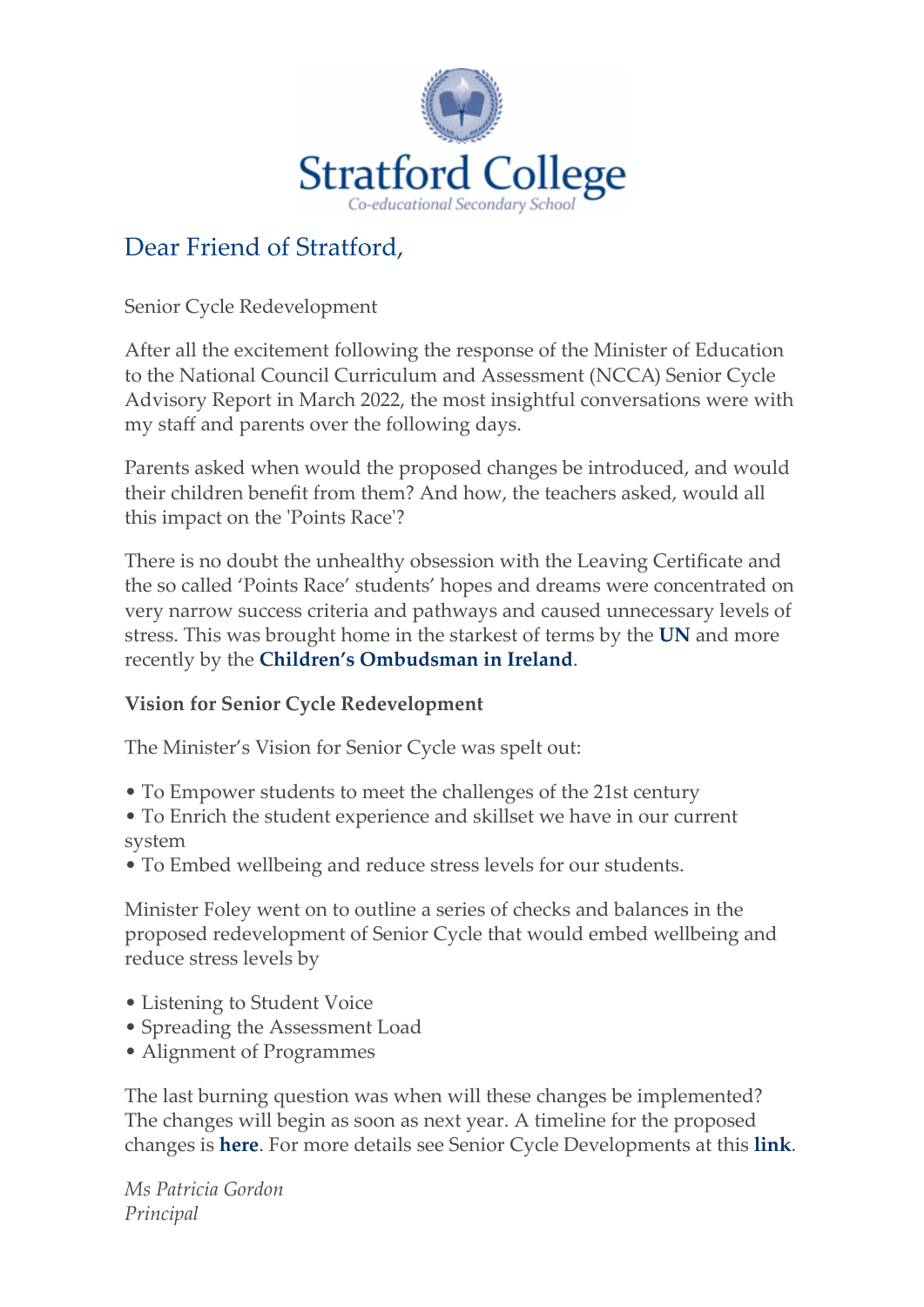# Stratford College

Co-educational Secondary School

## Dear Friend of Stratford,

Senior Cycle Redevelopment

After all the excitement following the response of the Minister of Education to the National Council Curriculum and Assessment (NCCA) Senior Cycle Advisory Report in March 2022, the most insightful conversations were with my staff and parents over the following days.

Parents asked when would the proposed changes be introduced, and would their children benefit from them? And how, the teachers asked, would all this impact on the 'Points Race'?

There is no doubt the unhealthy obsession with the Leaving Certificate and the so called 'Points Race' students' hopes and dreams were concentrated on very narrow success criteria and pathways and caused unnecessary levels of stress. This was brought home in the starkest of terms by the **UN** and more recently by the **Children's Ombudsman in Ireland**.

**Vision for Senior Cycle Redevelopment**

The Minister's Vision for Senior Cycle was spelt out:

- To Empower students to meet the challenges of the 21st century
- To Enrich the student experience and skillset we have in our current system
- To Embed wellbeing and reduce stress levels for our students.

Minister Foley went on to outline a series of checks and balances in the proposed redevelopment of Senior Cycle that would embed wellbeing and reduce stress levels by

- Listening to Student Voice
- Spreading the Assessment Load
- Alignment of Programmes

The last burning question was when will these changes be implemented? The changes will begin as soon as next year. A timeline for the proposed changes is **here**. For more details see Senior Cycle Developments at this **link**.

*Ms Patricia Gordon*
*Principal*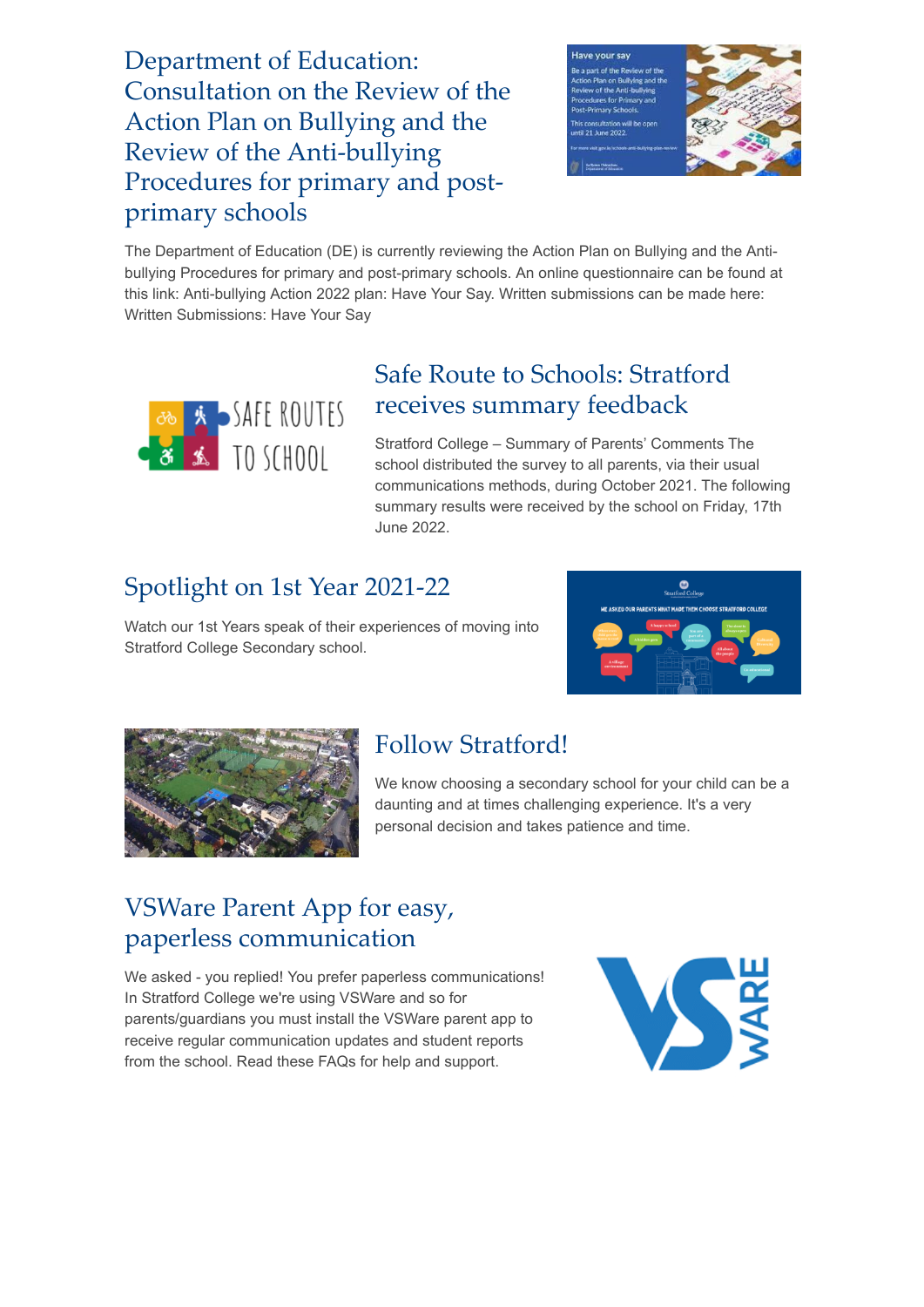## Department of Education: Consultation on the Review of the Action Plan on Bullying and the Review of the Anti-bullying Procedures for primary and post-primary schools

The Department of Education (DE) is currently reviewing the Action Plan on Bullying and the Anti-bullying Procedures for primary and post-primary schools. An online questionnaire can be found at this link: Anti-bullying Action 2022 plan: Have Your Say. Written submissions can be made here: Written Submissions: Have Your Say

## Safe Route to Schools: Stratford receives summary feedback

Stratford College – Summary of Parents' Comments The school distributed the survey to all parents, via their usual communications methods, during October 2021. The following summary results were received by the school on Friday, 17th June 2022.

## Spotlight on 1st Year 2021-22

Watch our 1st Years speak of their experiences of moving into Stratford College Secondary school.

## Follow Stratford!

We know choosing a secondary school for your child can be a daunting and at times challenging experience. It's a very personal decision and takes patience and time.

## VSWare Parent App for easy, paperless communication

We asked - you replied! You prefer paperless communications! In Stratford College we're using VSWare and so for parents/guardians you must install the VSWare parent app to receive regular communication updates and student reports from the school. Read these FAQs for help and support.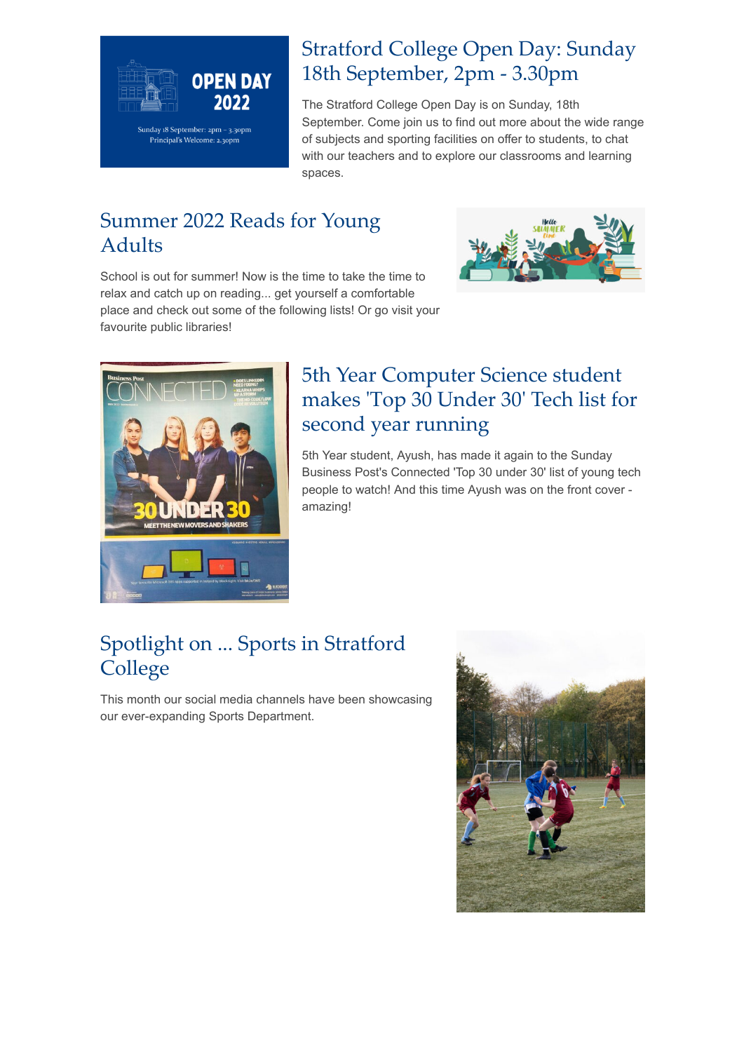## Stratford College Open Day: Sunday 18th September, 2pm - 3.30pm

The Stratford College Open Day is on Sunday, 18th September. Come join us to find out more about the wide range of subjects and sporting facilities on offer to students, to chat with our teachers and to explore our classrooms and learning spaces.

## Summer 2022 Reads for Young Adults

School is out for summer! Now is the time to take the time to relax and catch up on reading... get yourself a comfortable place and check out some of the following lists! Or go visit your favourite public libraries!

## 5th Year Computer Science student makes 'Top 30 Under 30' Tech list for second year running

5th Year student, Ayush, has made it again to the Sunday Business Post's Connected 'Top 30 under 30' list of young tech people to watch! And this time Ayush was on the front cover - amazing!

## Spotlight on ... Sports in Stratford College

This month our social media channels have been showcasing our ever-expanding Sports Department.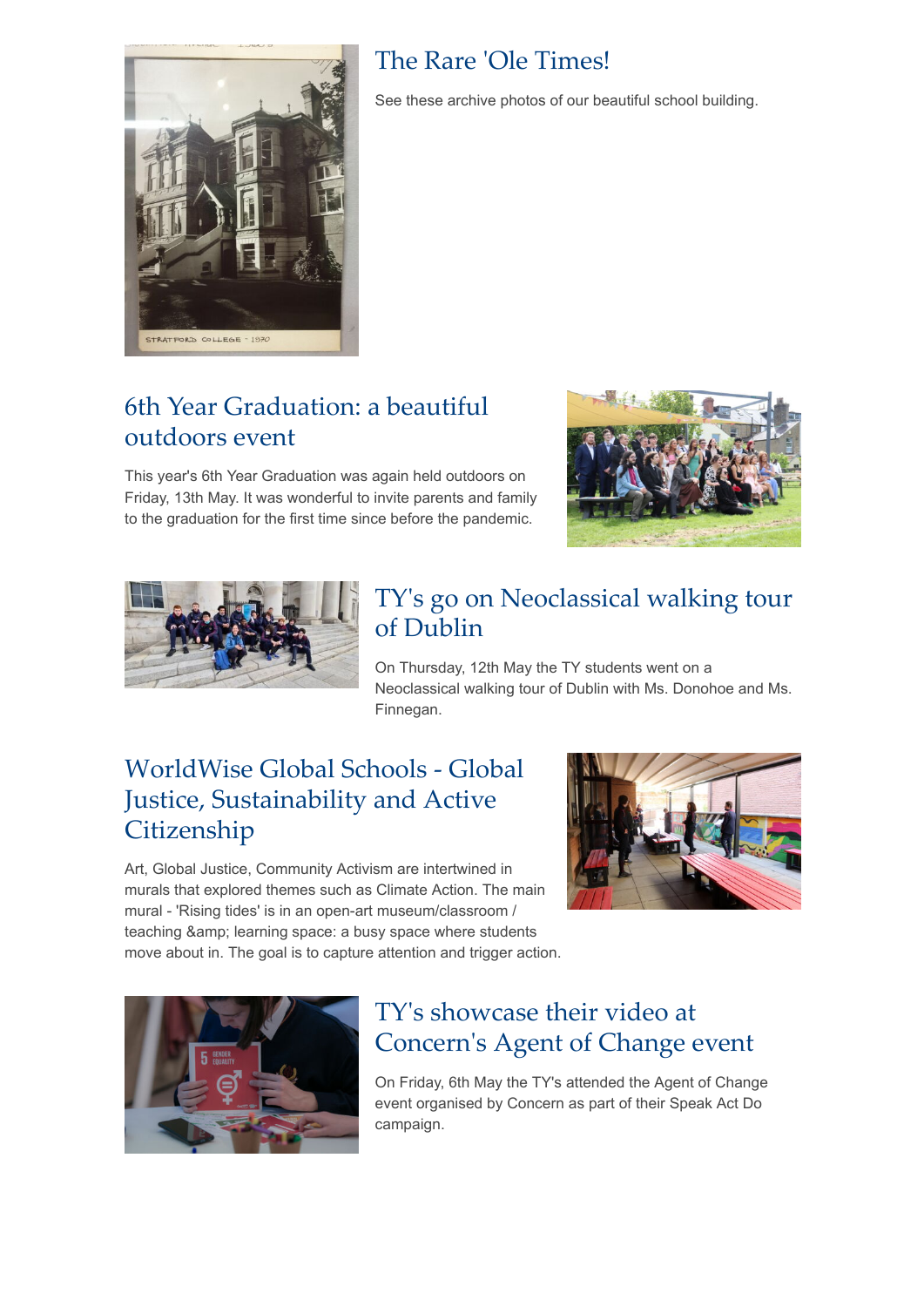## The Rare 'Ole Times!

See these archive photos of our beautiful school building.

## 6th Year Graduation: a beautiful outdoors event

This year's 6th Year Graduation was again held outdoors on Friday, 13th May. It was wonderful to invite parents and family to the graduation for the first time since before the pandemic.

## TY's go on Neoclassical walking tour of Dublin

On Thursday, 12th May the TY students went on a Neoclassical walking tour of Dublin with Ms. Donohoe and Ms. Finnegan.

## WorldWise Global Schools - Global Justice, Sustainability and Active Citizenship

Art, Global Justice, Community Activism are intertwined in murals that explored themes such as Climate Action. The main mural - 'Rising tides' is in an open-art museum/classroom / teaching &amp; learning space: a busy space where students move about in. The goal is to capture attention and trigger action.

## TY's showcase their video at Concern's Agent of Change event

On Friday, 6th May the TY's attended the Agent of Change event organised by Concern as part of their Speak Act Do campaign.